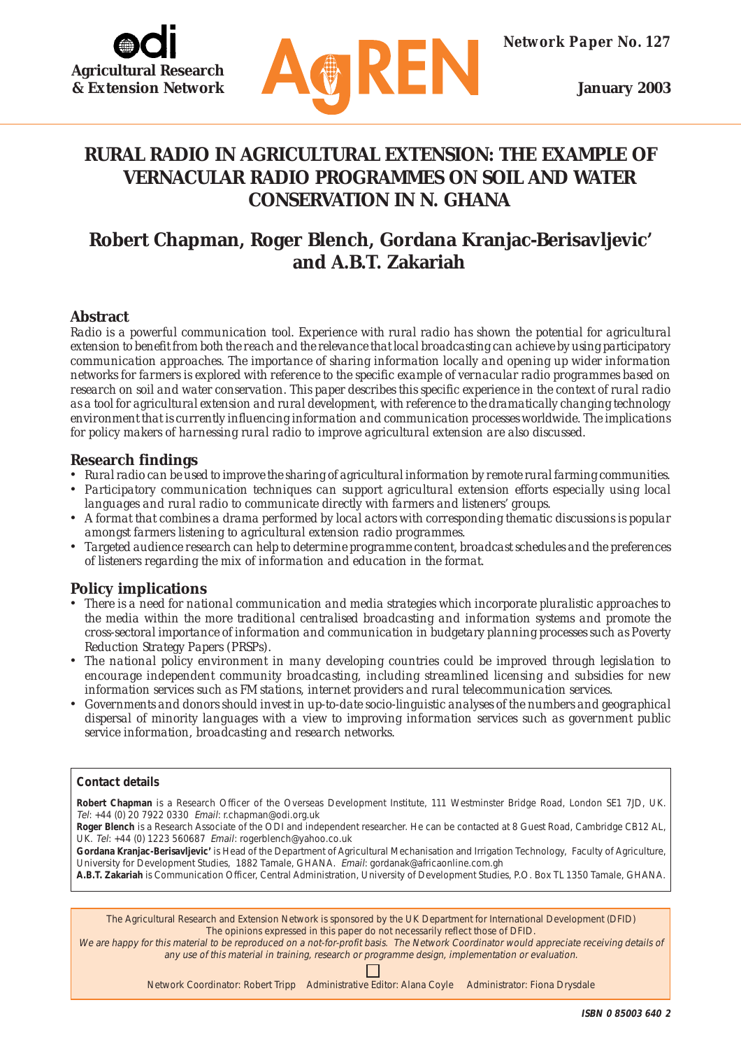**Agricultural Research & Extension Network**

**AgREN**

**Network Paper No. 127**

**January 2003**

# RURAL RADIO IN AGRICULTURAL EXTENSION: THE EXAMPLE OF VERNACULAR RADIO PROGRAMMES ON SOIL AND WATER CONSERVATION IN N. GHANA

## Robert Chapman, Roger Blench, Gordana Kranjac-Berisavljevic' and A.B.T. Zakariah

### Abstract

*Radio is a powerful communication tool. Experience with rural radio has shown the potential for agricultural extension to benefit from both the reach and the relevance that local broadcasting can achieve by using participatory communication approaches. The importance of sharing information locally and opening up wider information networks for farmers is explored with reference to the specific example of vernacular radio programmes based on research on soil and water conservation. This paper describes this specific experience in the context of rural radio as a tool for agricultural extension and rural development, with reference to the dramatically changing technology environment that is currently influencing information and communication processes worldwide. The implications for policy makers of harnessing rural radio to improve agricultural extension are also discussed.*

### Research findings

- *Rural radio can be used to improve the sharing of agricultural information by remote rural farming communities.*
- *Participatory communication techniques can support agricultural extension efforts especially using local languages and rural radio to communicate directly with farmers and listeners' groups.*
- *A format that combines a drama performed by local actors with corresponding thematic discussions is popular amongst farmers listening to agricultural extension radio programmes.*
- *Targeted audience research can help to determine programme content, broadcast schedules and the preferences of listeners regarding the mix of information and education in the format.*

### Policy implications

- *There is a need for national communication and media strategies which incorporate pluralistic approaches to the media within the more traditional centralised broadcasting and information systems and promote the cross-sectoral importance of information and communication in budgetary planning processes such as Poverty Reduction Strategy Papers (PRSPs).*
- *The national policy environment in many developing countries could be improved through legislation to encourage independent community broadcasting, including streamlined licensing and subsidies for new information services such as FM stations, internet providers and rural telecommunication services.*
- *Governments and donors should invest in up-to-date socio-linguistic analyses of the numbers and geographical dispersal of minority languages with a view to improving information services such as government public service information, broadcasting and research networks.*

**Contact details**

**Robert Chapman** is a Research Officer of the Overseas Development Institute, 111 Westminster Bridge Road, London SE1 7JD, UK. *Tel*: +44 (0) 20 7922 0330 *Email*: r.chapman@odi.org.uk

**Roger Blench** is a Research Associate of the ODI and independent researcher. He can be contacted at 8 Guest Road, Cambridge CB12 AL, UK. *Tel*: +44 (0) 1223 560687 *Email*: rogerblench@yahoo.co.uk

**Gordana Kranjac-Berisavljevic'** is Head of the Department of Agricultural Mechanisation and Irrigation Technology, Faculty of Agriculture, University for Development Studies, 1882 Tamale, GHANA. *Email*: gordanak@africaonline.com.gh

**A.B.T. Zakariah** is Communication Officer, Central Administration, University of Development Studies, P.O. Box TL 1350 Tamale, GHANA.

The Agricultural Research and Extension Network is sponsored by the UK Department for International Development (DFID)
The opinions expressed in this paper do not necessarily reflect those of DFID.
*We are happy for this material to be reproduced on a not-for-profit basis. The Network Coordinator would appreciate receiving details of any use of this material in training, research or programme design, implementation or evaluation.*

Network Coordinator: Robert Tripp Administrative Editor: Alana Coyle Administrator: Fiona Drysdale

**ISBN 0 85003 640 2**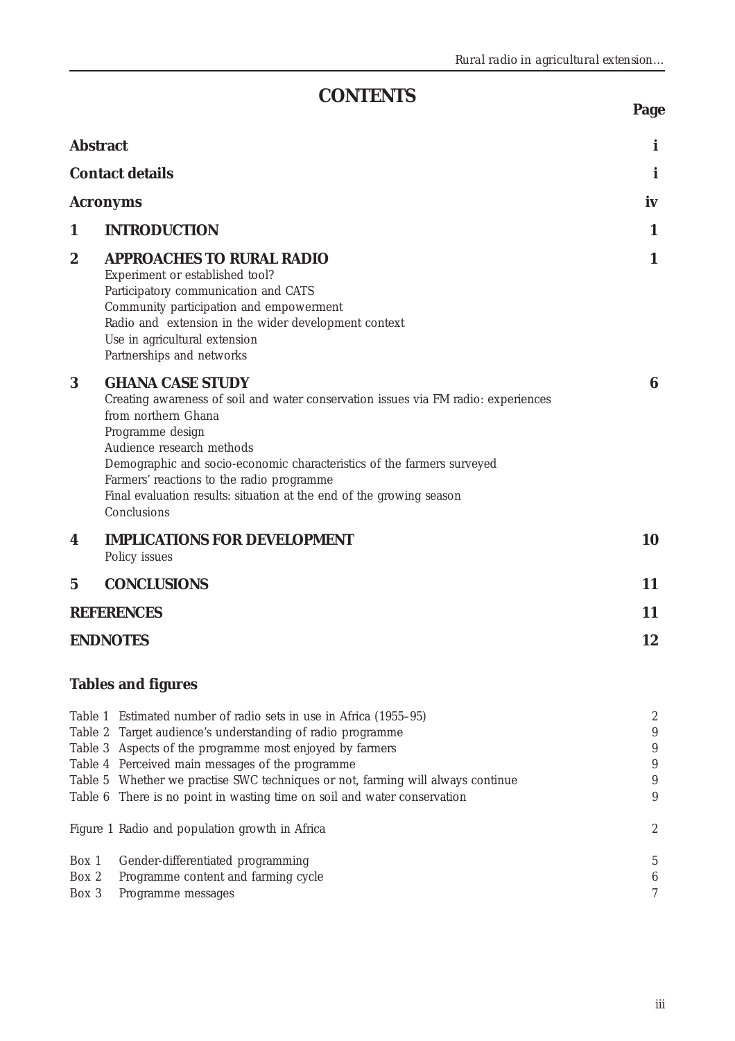# CONTENTS

| | | Page |
|---|---|---|
| **Abstract** | | **i** |
| **Contact details** | | **i** |
| **Acronyms** | | **iv** |
| **1** | **INTRODUCTION** | **1** |
| **2** | **APPROACHES TO RURAL RADIO**<br>Experiment or established tool?<br>Participatory communication and CATS<br>Community participation and empowerment<br>Radio and extension in the wider development context<br>Use in agricultural extension<br>Partnerships and networks | **1** |
| **3** | **GHANA CASE STUDY**<br>Creating awareness of soil and water conservation issues via FM radio: experiences from northern Ghana<br>Programme design<br>Audience research methods<br>Demographic and socio-economic characteristics of the farmers surveyed<br>Farmers' reactions to the radio programme<br>Final evaluation results: situation at the end of the growing season<br>Conclusions | **6** |
| **4** | **IMPLICATIONS FOR DEVELOPMENT**<br>Policy issues | **10** |
| **5** | **CONCLUSIONS** | **11** |
| **REFERENCES** | | **11** |
| **ENDNOTES** | | **12** |

## Tables and figures

| | | |
|---|---|---|
| Table 1 | Estimated number of radio sets in use in Africa (1955–95) | 2 |
| Table 2 | Target audience's understanding of radio programme | 9 |
| Table 3 | Aspects of the programme most enjoyed by farmers | 9 |
| Table 4 | Perceived main messages of the programme | 9 |
| Table 5 | Whether we practise SWC techniques or not, farming will always continue | 9 |
| Table 6 | There is no point in wasting time on soil and water conservation | 9 |
| Figure 1 | Radio and population growth in Africa | 2 |
| Box 1 | Gender-differentiated programming | 5 |
| Box 2 | Programme content and farming cycle | 6 |
| Box 3 | Programme messages | 7 |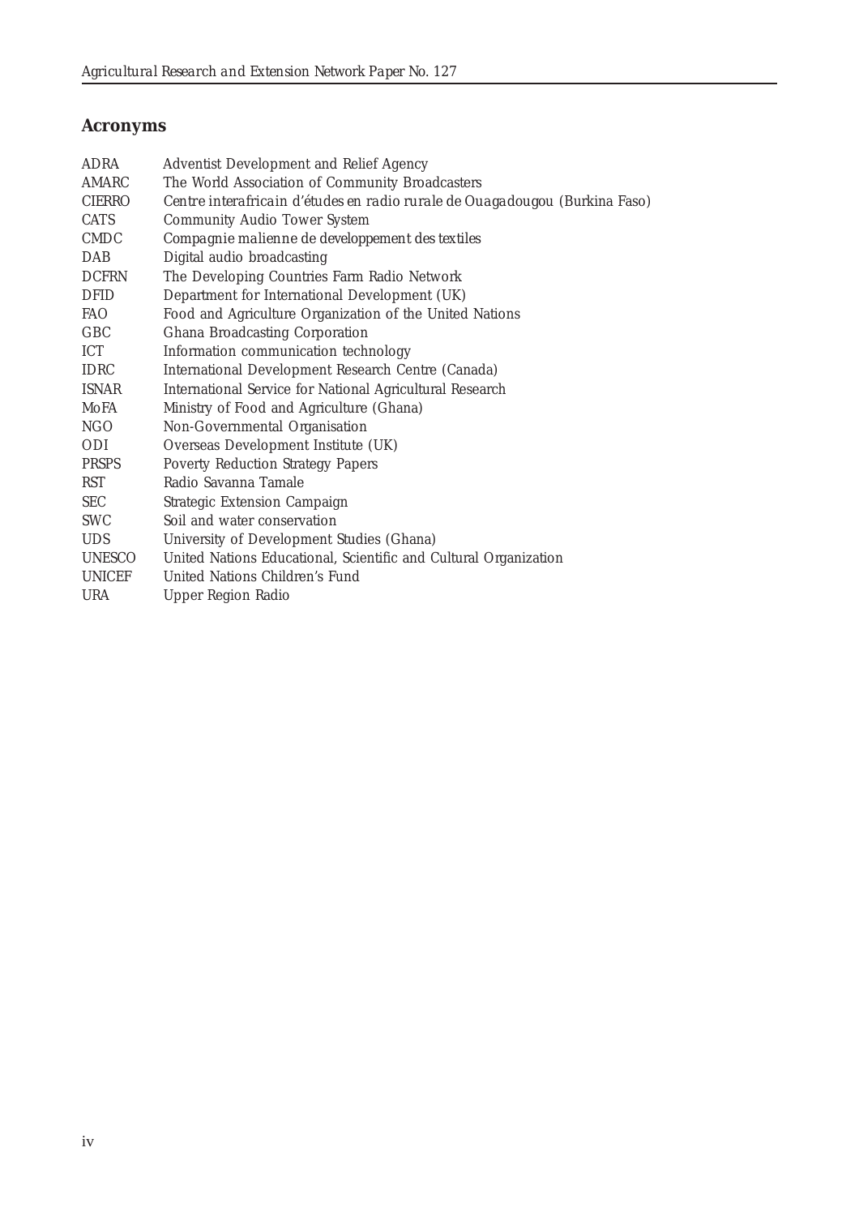## Acronyms

| | |
|---|---|
| ADRA | Adventist Development and Relief Agency |
| AMARC | The World Association of Community Broadcasters |
| CIERRO | Centre interafricain d'études en radio rurale de Ouagadougou (Burkina Faso) |
| CATS | Community Audio Tower System |
| CMDC | Compagnie malienne de developpement des textiles |
| DAB | Digital audio broadcasting |
| DCFRN | The Developing Countries Farm Radio Network |
| DFID | Department for International Development (UK) |
| FAO | Food and Agriculture Organization of the United Nations |
| GBC | Ghana Broadcasting Corporation |
| ICT | Information communication technology |
| IDRC | International Development Research Centre (Canada) |
| ISNAR | International Service for National Agricultural Research |
| MoFA | Ministry of Food and Agriculture (Ghana) |
| NGO | Non-Governmental Organisation |
| ODI | Overseas Development Institute (UK) |
| PRSPS | Poverty Reduction Strategy Papers |
| RST | Radio Savanna Tamale |
| SEC | Strategic Extension Campaign |
| SWC | Soil and water conservation |
| UDS | University of Development Studies (Ghana) |
| UNESCO | United Nations Educational, Scientific and Cultural Organization |
| UNICEF | United Nations Children's Fund |
| URA | Upper Region Radio |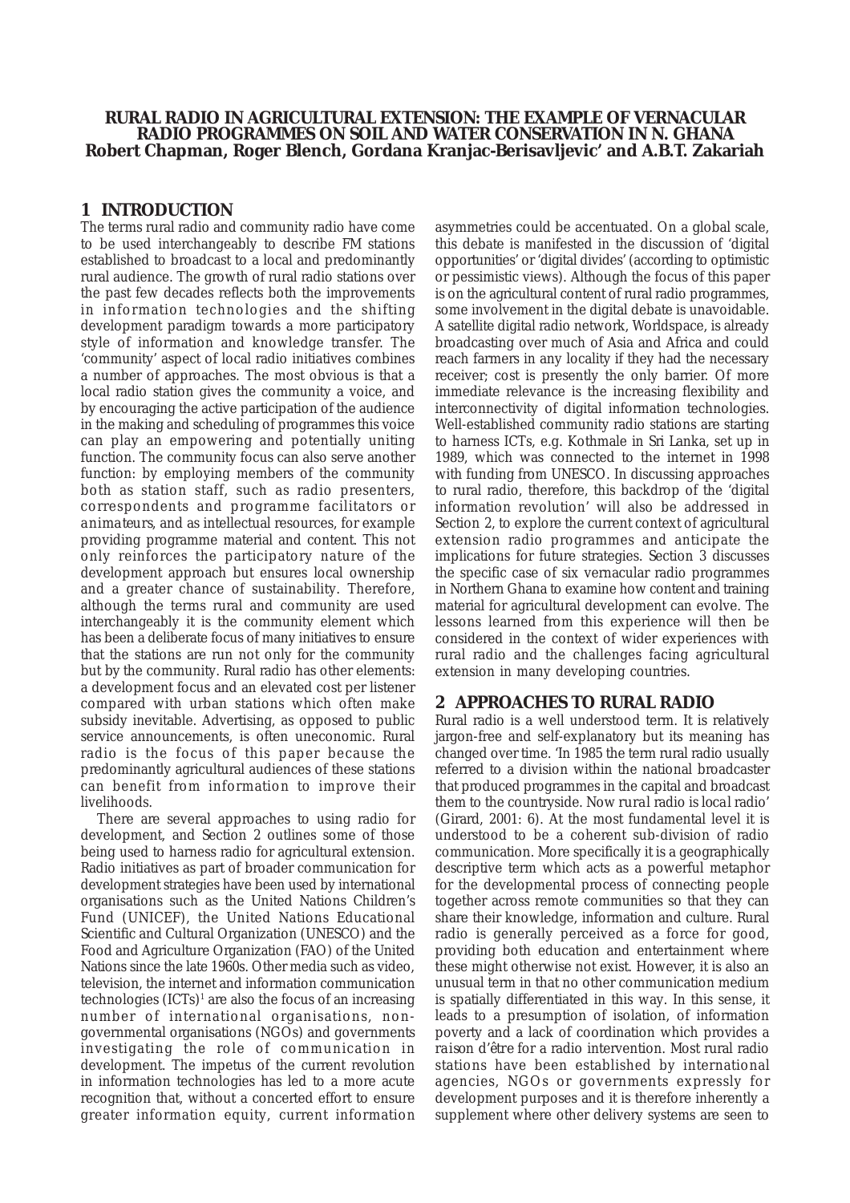**RURAL RADIO IN AGRICULTURAL EXTENSION: THE EXAMPLE OF VERNACULAR RADIO PROGRAMMES ON SOIL AND WATER CONSERVATION IN N. GHANA**
**Robert Chapman, Roger Blench, Gordana Kranjac-Berisavljevic' and A.B.T. Zakariah**

## 1 INTRODUCTION

The terms rural radio and community radio have come to be used interchangeably to describe FM stations established to broadcast to a local and predominantly rural audience. The growth of rural radio stations over the past few decades reflects both the improvements in information technologies and the shifting development paradigm towards a more participatory style of information and knowledge transfer. The 'community' aspect of local radio initiatives combines a number of approaches. The most obvious is that a local radio station gives the community a voice, and by encouraging the active participation of the audience in the making and scheduling of programmes this voice can play an empowering and potentially uniting function. The community focus can also serve another function: by employing members of the community both as station staff, such as radio presenters, correspondents and programme facilitators or *animateurs*, and as intellectual resources, for example providing programme material and content. This not only reinforces the participatory nature of the development approach but ensures local ownership and a greater chance of sustainability. Therefore, although the terms rural and community are used interchangeably it is the community element which has been a deliberate focus of many initiatives to ensure that the stations are run not only for the community but by the community. Rural radio has other elements: a development focus and an elevated cost per listener compared with urban stations which often make subsidy inevitable. Advertising, as opposed to public service announcements, is often uneconomic. Rural radio is the focus of this paper because the predominantly agricultural audiences of these stations can benefit from information to improve their livelihoods.

There are several approaches to using radio for development, and Section 2 outlines some of those being used to harness radio for agricultural extension. Radio initiatives as part of broader communication for development strategies have been used by international organisations such as the United Nations Children's Fund (UNICEF), the United Nations Educational Scientific and Cultural Organization (UNESCO) and the Food and Agriculture Organization (FAO) of the United Nations since the late 1960s. Other media such as video, television, the internet and information communication technologies (ICTs)[1] are also the focus of an increasing number of international organisations, non-governmental organisations (NGOs) and governments investigating the role of communication in development. The impetus of the current revolution in information technologies has led to a more acute recognition that, without a concerted effort to ensure greater information equity, current information asymmetries could be accentuated. On a global scale, this debate is manifested in the discussion of 'digital opportunities' or 'digital divides' (according to optimistic or pessimistic views). Although the focus of this paper is on the agricultural content of rural radio programmes, some involvement in the digital debate is unavoidable. A satellite digital radio network, Worldspace, is already broadcasting over much of Asia and Africa and could reach farmers in any locality if they had the necessary receiver; cost is presently the only barrier. Of more immediate relevance is the increasing flexibility and interconnectivity of digital information technologies. Well-established community radio stations are starting to harness ICTs, e.g. Kothmale in Sri Lanka, set up in 1989, which was connected to the internet in 1998 with funding from UNESCO. In discussing approaches to rural radio, therefore, this backdrop of the 'digital information revolution' will also be addressed in Section 2, to explore the current context of agricultural extension radio programmes and anticipate the implications for future strategies. Section 3 discusses the specific case of six vernacular radio programmes in Northern Ghana to examine how content and training material for agricultural development can evolve. The lessons learned from this experience will then be considered in the context of wider experiences with rural radio and the challenges facing agricultural extension in many developing countries.

## 2 APPROACHES TO RURAL RADIO

Rural radio is a well understood term. It is relatively jargon-free and self-explanatory but its meaning has changed over time. 'In 1985 the term rural radio usually referred to a division within the national broadcaster that produced programmes in the capital and broadcast them to the countryside. Now *rural radio is local radio*' (Girard, 2001: 6). At the most fundamental level it is understood to be a coherent sub-division of radio communication. More specifically it is a geographically descriptive term which acts as a powerful metaphor for the developmental process of connecting people together across remote communities so that they can share their knowledge, information and culture. Rural radio is generally perceived as a force for good, providing both education and entertainment where these might otherwise not exist. However, it is also an unusual term in that no other communication medium is spatially differentiated in this way. In this sense, it leads to a presumption of isolation, of information poverty and a lack of coordination which provides a *raison d'être* for a radio intervention. Most rural radio stations have been established by international agencies, NGOs or governments expressly for development purposes and it is therefore inherently a supplement where other delivery systems are seen to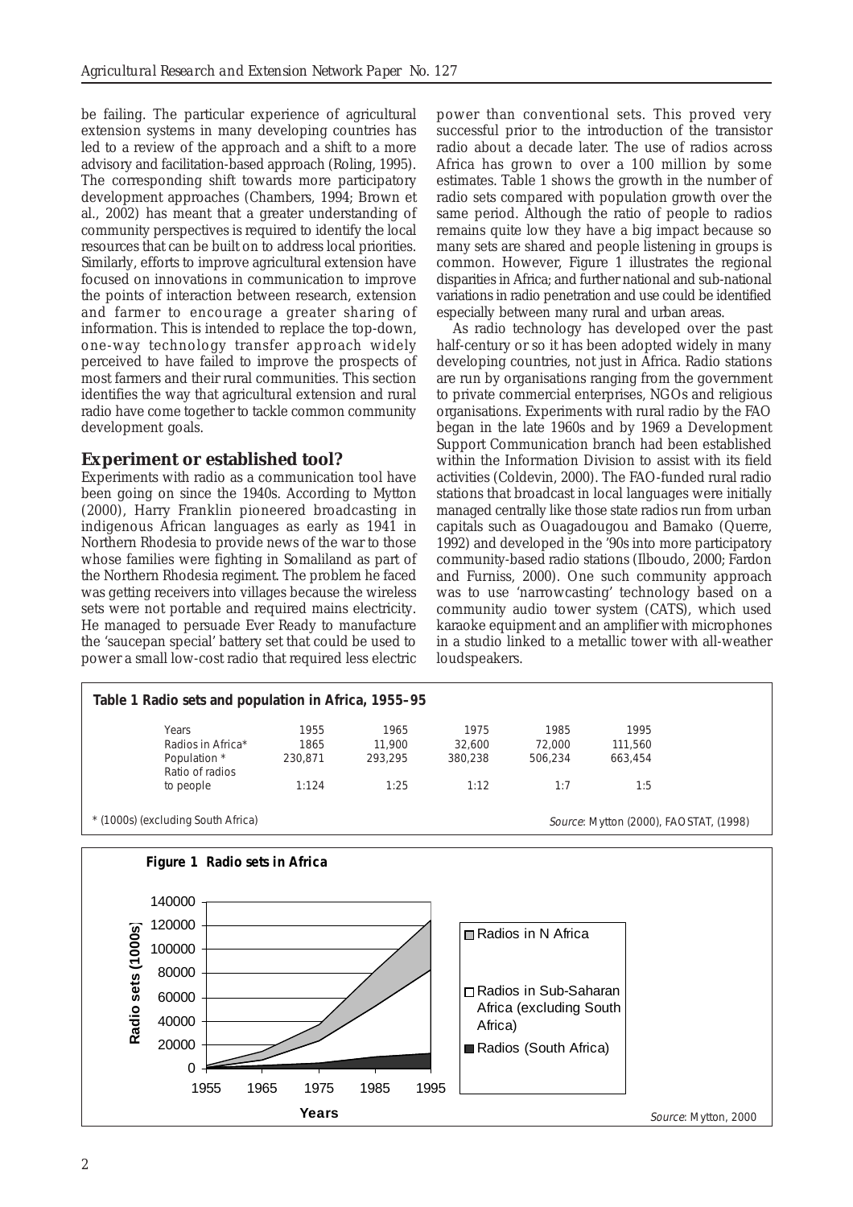be failing. The particular experience of agricultural extension systems in many developing countries has led to a review of the approach and a shift to a more advisory and facilitation-based approach (Roling, 1995). The corresponding shift towards more participatory development approaches (Chambers, 1994; Brown et al., 2002) has meant that a greater understanding of community perspectives is required to identify the local resources that can be built on to address local priorities. Similarly, efforts to improve agricultural extension have focused on innovations in communication to improve the points of interaction between research, extension and farmer to encourage a greater sharing of information. This is intended to replace the top-down, one-way technology transfer approach widely perceived to have failed to improve the prospects of most farmers and their rural communities. This section identifies the way that agricultural extension and rural radio have come together to tackle common community development goals.

## Experiment or established tool?

Experiments with radio as a communication tool have been going on since the 1940s. According to Mytton (2000), Harry Franklin pioneered broadcasting in indigenous African languages as early as 1941 in Northern Rhodesia to provide news of the war to those whose families were fighting in Somaliland as part of the Northern Rhodesia regiment. The problem he faced was getting receivers into villages because the wireless sets were not portable and required mains electricity. He managed to persuade Ever Ready to manufacture the 'saucepan special' battery set that could be used to power a small low-cost radio that required less electric power than conventional sets. This proved very successful prior to the introduction of the transistor radio about a decade later. The use of radios across Africa has grown to over a 100 million by some estimates. Table 1 shows the growth in the number of radio sets compared with population growth over the same period. Although the ratio of people to radios remains quite low they have a big impact because so many sets are shared and people listening in groups is common. However, Figure 1 illustrates the regional disparities in Africa; and further national and sub-national variations in radio penetration and use could be identified especially between many rural and urban areas.

As radio technology has developed over the past half-century or so it has been adopted widely in many developing countries, not just in Africa. Radio stations are run by organisations ranging from the government to private commercial enterprises, NGOs and religious organisations. Experiments with rural radio by the FAO began in the late 1960s and by 1969 a Development Support Communication branch had been established within the Information Division to assist with its field activities (Coldevin, 2000). The FAO-funded rural radio stations that broadcast in local languages were initially managed centrally like those state radios run from urban capitals such as Ouagadougou and Bamako (Querre, 1992) and developed in the '90s into more participatory community-based radio stations (Ilboudo, 2000; Fardon and Furniss, 2000). One such community approach was to use 'narrowcasting' technology based on a community audio tower system (CATS), which used karaoke equipment and an amplifier with microphones in a studio linked to a metallic tower with all-weather loudspeakers.

**Table 1 Radio sets and population in Africa, 1955–95**

| Years | 1955 | 1965 | 1975 | 1985 | 1995 |
|---|---|---|---|---|---|
| Radios in Africa* | 1865 | 11,900 | 32,600 | 72,000 | 111,560 |
| Population * | 230,871 | 293,295 | 380,238 | 506,234 | 663,454 |
| Ratio of radios to people | 1:124 | 1:25 | 1:12 | 1:7 | 1:5 |

\* (1000s) (excluding South Africa)

*Source*: Mytton (2000), FAOSTAT, (1998)

**Figure 1 Radio sets in Africa**

*Source*: Mytton, 2000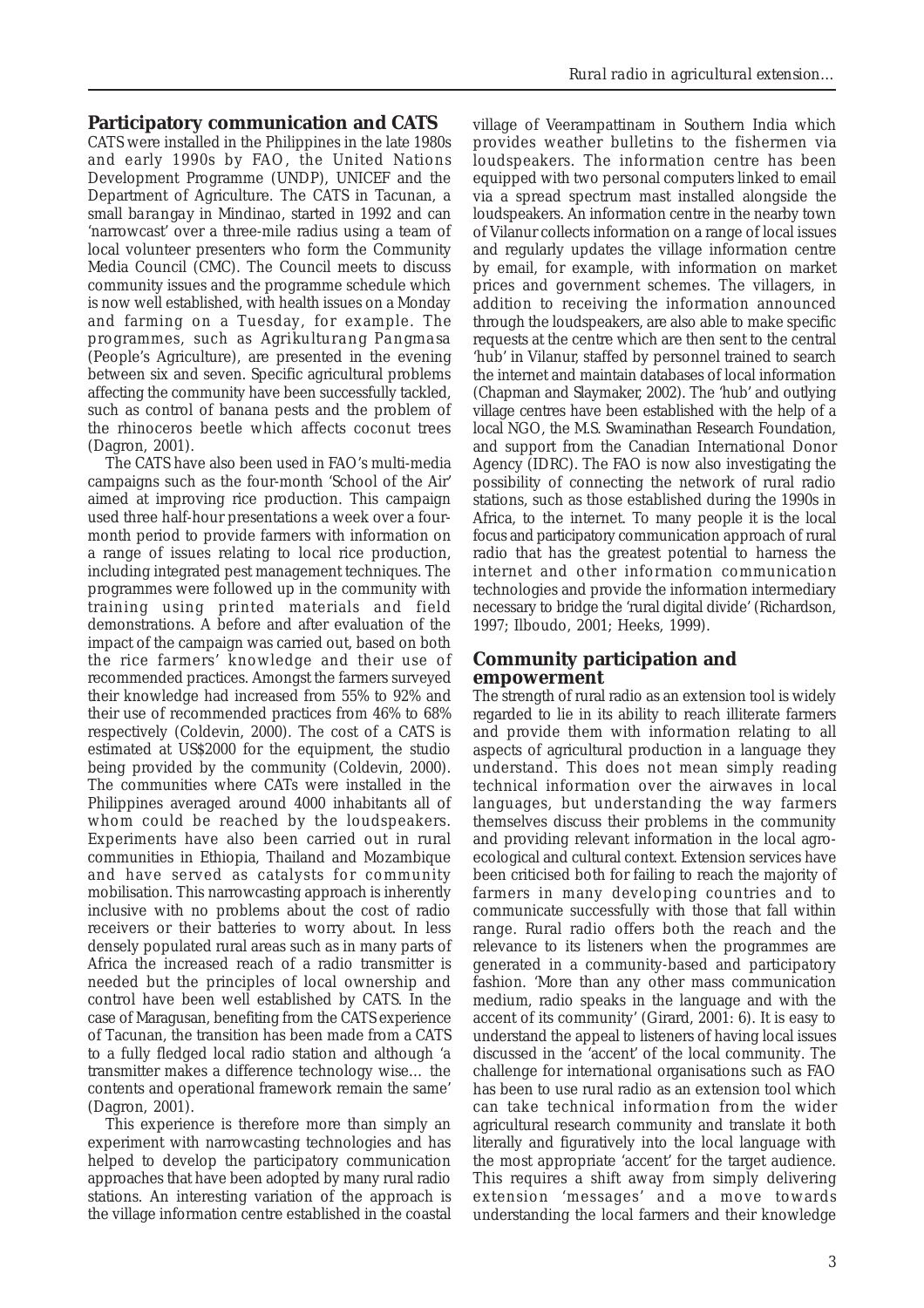## Participatory communication and CATS

CATS were installed in the Philippines in the late 1980s and early 1990s by FAO, the United Nations Development Programme (UNDP), UNICEF and the Department of Agriculture. The CATS in Tacunan, a small *barangay* in Mindinao, started in 1992 and can 'narrowcast' over a three-mile radius using a team of local volunteer presenters who form the Community Media Council (CMC). The Council meets to discuss community issues and the programme schedule which is now well established, with health issues on a Monday and farming on a Tuesday, for example. The programmes, such as *Agrikulturang Pangmasa* (People's Agriculture), are presented in the evening between six and seven. Specific agricultural problems affecting the community have been successfully tackled, such as control of banana pests and the problem of the rhinoceros beetle which affects coconut trees (Dagron, 2001).

The CATS have also been used in FAO's multi-media campaigns such as the four-month 'School of the Air' aimed at improving rice production. This campaign used three half-hour presentations a week over a four-month period to provide farmers with information on a range of issues relating to local rice production, including integrated pest management techniques. The programmes were followed up in the community with training using printed materials and field demonstrations. A before and after evaluation of the impact of the campaign was carried out, based on both the rice farmers' knowledge and their use of recommended practices. Amongst the farmers surveyed their knowledge had increased from 55% to 92% and their use of recommended practices from 46% to 68% respectively (Coldevin, 2000). The cost of a CATS is estimated at US$2000 for the equipment, the studio being provided by the community (Coldevin, 2000). The communities where CATs were installed in the Philippines averaged around 4000 inhabitants all of whom could be reached by the loudspeakers. Experiments have also been carried out in rural communities in Ethiopia, Thailand and Mozambique and have served as catalysts for community mobilisation. This narrowcasting approach is inherently inclusive with no problems about the cost of radio receivers or their batteries to worry about. In less densely populated rural areas such as in many parts of Africa the increased reach of a radio transmitter is needed but the principles of local ownership and control have been well established by CATS. In the case of Maragusan, benefiting from the CATS experience of Tacunan, the transition has been made from a CATS to a fully fledged local radio station and although 'a transmitter makes a difference technology wise… the contents and operational framework remain the same' (Dagron, 2001).

This experience is therefore more than simply an experiment with narrowcasting technologies and has helped to develop the participatory communication approaches that have been adopted by many rural radio stations. An interesting variation of the approach is the village information centre established in the coastal village of Veerampattinam in Southern India which provides weather bulletins to the fishermen via loudspeakers. The information centre has been equipped with two personal computers linked to email via a spread spectrum mast installed alongside the loudspeakers. An information centre in the nearby town of Vilanur collects information on a range of local issues and regularly updates the village information centre by email, for example, with information on market prices and government schemes. The villagers, in addition to receiving the information announced through the loudspeakers, are also able to make specific requests at the centre which are then sent to the central 'hub' in Vilanur, staffed by personnel trained to search the internet and maintain databases of local information (Chapman and Slaymaker, 2002). The 'hub' and outlying village centres have been established with the help of a local NGO, the M.S. Swaminathan Research Foundation, and support from the Canadian International Donor Agency (IDRC). The FAO is now also investigating the possibility of connecting the network of rural radio stations, such as those established during the 1990s in Africa, to the internet. To many people it is the local focus and participatory communication approach of rural radio that has the greatest potential to harness the internet and other information communication technologies and provide the information intermediary necessary to bridge the 'rural digital divide' (Richardson, 1997; Ilboudo, 2001; Heeks, 1999).

## Community participation and empowerment

The strength of rural radio as an extension tool is widely regarded to lie in its ability to reach illiterate farmers and provide them with information relating to all aspects of agricultural production in a language they understand. This does not mean simply reading technical information over the airwaves in local languages, but understanding the way farmers themselves discuss their problems in the community and providing relevant information in the local agro-ecological and cultural context. Extension services have been criticised both for failing to reach the majority of farmers in many developing countries and to communicate successfully with those that fall within range. Rural radio offers both the reach and the relevance to its listeners when the programmes are generated in a community-based and participatory fashion. 'More than any other mass communication medium, radio speaks in the language and with the accent of its community' (Girard, 2001: 6). It is easy to understand the appeal to listeners of having local issues discussed in the 'accent' of the local community. The challenge for international organisations such as FAO has been to use rural radio as an extension tool which can take technical information from the wider agricultural research community and translate it both literally and figuratively into the local language with the most appropriate 'accent' for the target audience. This requires a shift away from simply delivering extension 'messages' and a move towards understanding the local farmers and their knowledge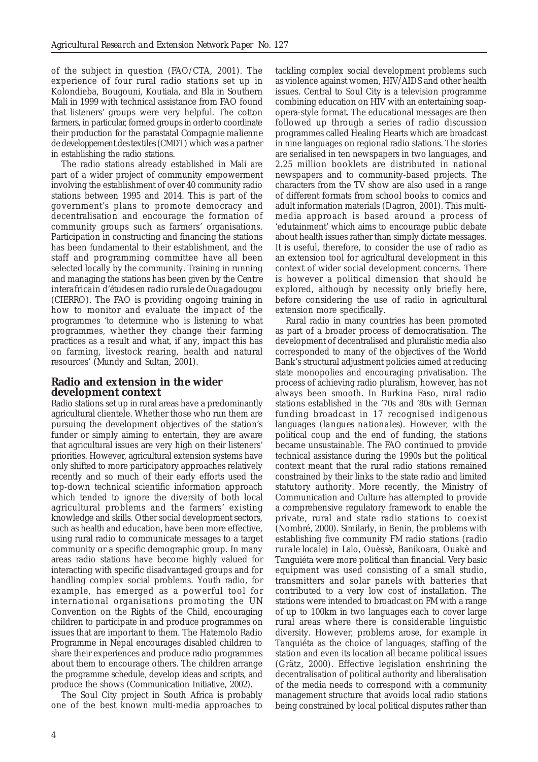of the subject in question (FAO/CTA, 2001). The experience of four rural radio stations set up in Kolondieba, Bougouni, Koutiala, and Bla in Southern Mali in 1999 with technical assistance from FAO found that listeners' groups were very helpful. The cotton farmers, in particular, formed groups in order to coordinate their production for the parastatal *Compagnie malienne de developpement des textiles* (CMDT) which was a partner in establishing the radio stations.

The radio stations already established in Mali are part of a wider project of community empowerment involving the establishment of over 40 community radio stations between 1995 and 2014. This is part of the government's plans to promote democracy and decentralisation and encourage the formation of community groups such as farmers' organisations. Participation in constructing and financing the stations has been fundamental to their establishment, and the staff and programming committee have all been selected locally by the community. Training in running and managing the stations has been given by the *Centre interafricain d'études en radio rurale de Ouagadougou* (CIERRO). The FAO is providing ongoing training in how to monitor and evaluate the impact of the programmes 'to determine who is listening to what programmes, whether they change their farming practices as a result and what, if any, impact this has on farming, livestock rearing, health and natural resources' (Mundy and Sultan, 2001).

## Radio and extension in the wider development context

Radio stations set up in rural areas have a predominantly agricultural clientele. Whether those who run them are pursuing the development objectives of the station's funder or simply aiming to entertain, they are aware that agricultural issues are very high on their listeners' priorities. However, agricultural extension systems have only shifted to more participatory approaches relatively recently and so much of their early efforts used the top-down technical scientific information approach which tended to ignore the diversity of both local agricultural problems and the farmers' existing knowledge and skills. Other social development sectors, such as health and education, have been more effective, using rural radio to communicate messages to a target community or a specific demographic group. In many areas radio stations have become highly valued for interacting with specific disadvantaged groups and for handling complex social problems. Youth radio, for example, has emerged as a powerful tool for international organisations promoting the UN Convention on the Rights of the Child, encouraging children to participate in and produce programmes on issues that are important to them. The Hatemolo Radio Programme in Nepal encourages disabled children to share their experiences and produce radio programmes about them to encourage others. The children arrange the programme schedule, develop ideas and scripts, and produce the shows (Communication Initiative, 2002).

The Soul City project in South Africa is probably one of the best known multi-media approaches to tackling complex social development problems such as violence against women, HIV/AIDS and other health issues. Central to Soul City is a television programme combining education on HIV with an entertaining soap-opera-style format. The educational messages are then followed up through a series of radio discussion programmes called Healing Hearts which are broadcast in nine languages on regional radio stations. The stories are serialised in ten newspapers in two languages, and 2.25 million booklets are distributed in national newspapers and to community-based projects. The characters from the TV show are also used in a range of different formats from school books to comics and adult information materials (Dagron, 2001). This multi-media approach is based around a process of 'edutainment' which aims to encourage public debate about health issues rather than simply dictate messages. It is useful, therefore, to consider the use of radio as an extension tool for agricultural development in this context of wider social development concerns. There is however a political dimension that should be explored, although by necessity only briefly here, before considering the use of radio in agricultural extension more specifically.

Rural radio in many countries has been promoted as part of a broader process of democratisation. The development of decentralised and pluralistic media also corresponded to many of the objectives of the World Bank's structural adjustment policies aimed at reducing state monopolies and encouraging privatisation. The process of achieving radio pluralism, however, has not always been smooth. In Burkina Faso, rural radio stations established in the '70s and '80s with German funding broadcast in 17 recognised indigenous languages (*langues nationales*). However, with the political coup and the end of funding, the stations became unsustainable. The FAO continued to provide technical assistance during the 1990s but the political context meant that the rural radio stations remained constrained by their links to the state radio and limited statutory authority. More recently, the Ministry of Communication and Culture has attempted to provide a comprehensive regulatory framework to enable the private, rural and state radio stations to coexist (Nombré, 2000). Similarly, in Benin, the problems with establishing five community FM radio stations (*radio rurale locale*) in Lalo, Ouèssè, Banikoara, Ouakè and Tanguiéta were more political than financial. Very basic equipment was used consisting of a small studio, transmitters and solar panels with batteries that contributed to a very low cost of installation. The stations were intended to broadcast on FM with a range of up to 100km in two languages each to cover large rural areas where there is considerable linguistic diversity. However, problems arose, for example in Tanguiéta as the choice of languages, staffing of the station and even its location all became political issues (Grätz, 2000). Effective legislation enshrining the decentralisation of political authority and liberalisation of the media needs to correspond with a community management structure that avoids local radio stations being constrained by local political disputes rather than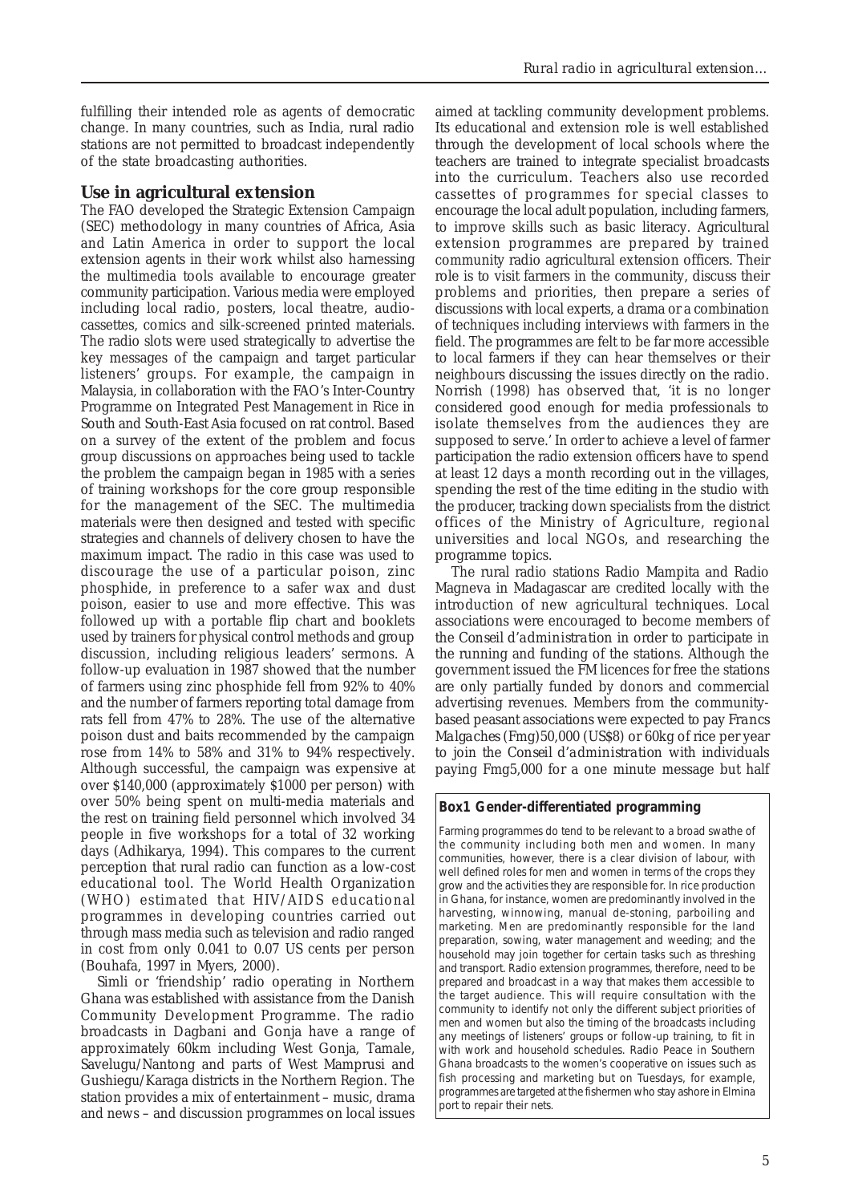fulfilling their intended role as agents of democratic change. In many countries, such as India, rural radio stations are not permitted to broadcast independently of the state broadcasting authorities.

## Use in agricultural extension

The FAO developed the Strategic Extension Campaign (SEC) methodology in many countries of Africa, Asia and Latin America in order to support the local extension agents in their work whilst also harnessing the multimedia tools available to encourage greater community participation. Various media were employed including local radio, posters, local theatre, audio-cassettes, comics and silk-screened printed materials. The radio slots were used strategically to advertise the key messages of the campaign and target particular listeners' groups. For example, the campaign in Malaysia, in collaboration with the FAO's Inter-Country Programme on Integrated Pest Management in Rice in South and South-East Asia focused on rat control. Based on a survey of the extent of the problem and focus group discussions on approaches being used to tackle the problem the campaign began in 1985 with a series of training workshops for the core group responsible for the management of the SEC. The multimedia materials were then designed and tested with specific strategies and channels of delivery chosen to have the maximum impact. The radio in this case was used to discourage the use of a particular poison, zinc phosphide, in preference to a safer wax and dust poison, easier to use and more effective. This was followed up with a portable flip chart and booklets used by trainers for physical control methods and group discussion, including religious leaders' sermons. A follow-up evaluation in 1987 showed that the number of farmers using zinc phosphide fell from 92% to 40% and the number of farmers reporting total damage from rats fell from 47% to 28%. The use of the alternative poison dust and baits recommended by the campaign rose from 14% to 58% and 31% to 94% respectively. Although successful, the campaign was expensive at over \$140,000 (approximately \$1000 per person) with over 50% being spent on multi-media materials and the rest on training field personnel which involved 34 people in five workshops for a total of 32 working days (Adhikarya, 1994). This compares to the current perception that rural radio can function as a low-cost educational tool. The World Health Organization (WHO) estimated that HIV/AIDS educational programmes in developing countries carried out through mass media such as television and radio ranged in cost from only 0.041 to 0.07 US cents per person (Bouhafa, 1997 in Myers, 2000).

Simli or 'friendship' radio operating in Northern Ghana was established with assistance from the Danish Community Development Programme. The radio broadcasts in Dagbani and Gonja have a range of approximately 60km including West Gonja, Tamale, Savelugu/Nantong and parts of West Mamprusi and Gushiegu/Karaga districts in the Northern Region. The station provides a mix of entertainment – music, drama and news – and discussion programmes on local issues aimed at tackling community development problems. Its educational and extension role is well established through the development of local schools where the teachers are trained to integrate specialist broadcasts into the curriculum. Teachers also use recorded cassettes of programmes for special classes to encourage the local adult population, including farmers, to improve skills such as basic literacy. Agricultural extension programmes are prepared by trained community radio agricultural extension officers. Their role is to visit farmers in the community, discuss their problems and priorities, then prepare a series of discussions with local experts, a drama or a combination of techniques including interviews with farmers in the field. The programmes are felt to be far more accessible to local farmers if they can hear themselves or their neighbours discussing the issues directly on the radio. Norrish (1998) has observed that, 'it is no longer considered good enough for media professionals to isolate themselves from the audiences they are supposed to serve.' In order to achieve a level of farmer participation the radio extension officers have to spend at least 12 days a month recording out in the villages, spending the rest of the time editing in the studio with the producer, tracking down specialists from the district offices of the Ministry of Agriculture, regional universities and local NGOs, and researching the programme topics.

The rural radio stations Radio Mampita and Radio Magneva in Madagascar are credited locally with the introduction of new agricultural techniques. Local associations were encouraged to become members of the *Conseil d'administration* in order to participate in the running and funding of the stations. Although the government issued the FM licences for free the stations are only partially funded by donors and commercial advertising revenues. Members from the community-based peasant associations were expected to pay *Francs Malgaches* (Fmg)50,000 (US\$8) or 60kg of rice per year to join the *Conseil d'administration* with individuals paying Fmg5,000 for a one minute message but half

**Box1 Gender-differentiated programming**

Farming programmes do tend to be relevant to a broad swathe of the community including both men and women. In many communities, however, there is a clear division of labour, with well defined roles for men and women in terms of the crops they grow and the activities they are responsible for. In rice production in Ghana, for instance, women are predominantly involved in the harvesting, winnowing, manual de-stoning, parboiling and marketing. Men are predominantly responsible for the land preparation, sowing, water management and weeding; and the household may join together for certain tasks such as threshing and transport. Radio extension programmes, therefore, need to be prepared and broadcast in a way that makes them accessible to the target audience. This will require consultation with the community to identify not only the different subject priorities of men and women but also the timing of the broadcasts including any meetings of listeners' groups or follow-up training, to fit in with work and household schedules. Radio Peace in Southern Ghana broadcasts to the women's cooperative on issues such as fish processing and marketing but on Tuesdays, for example, programmes are targeted at the fishermen who stay ashore in Elmina port to repair their nets.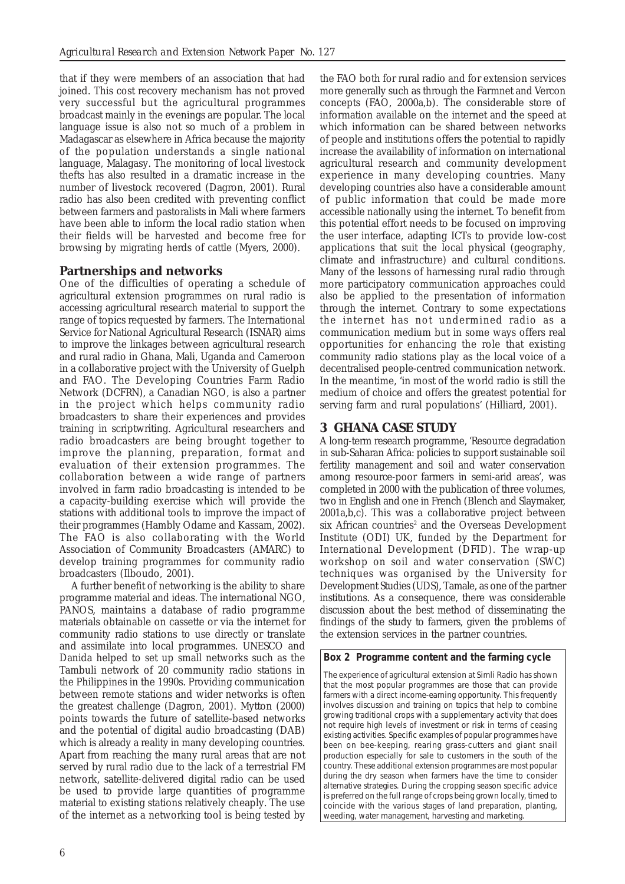that if they were members of an association that had joined. This cost recovery mechanism has not proved very successful but the agricultural programmes broadcast mainly in the evenings are popular. The local language issue is also not so much of a problem in Madagascar as elsewhere in Africa because the majority of the population understands a single national language, Malagasy. The monitoring of local livestock thefts has also resulted in a dramatic increase in the number of livestock recovered (Dagron, 2001). Rural radio has also been credited with preventing conflict between farmers and pastoralists in Mali where farmers have been able to inform the local radio station when their fields will be harvested and become free for browsing by migrating herds of cattle (Myers, 2000).

## Partnerships and networks

One of the difficulties of operating a schedule of agricultural extension programmes on rural radio is accessing agricultural research material to support the range of topics requested by farmers. The International Service for National Agricultural Research (ISNAR) aims to improve the linkages between agricultural research and rural radio in Ghana, Mali, Uganda and Cameroon in a collaborative project with the University of Guelph and FAO. The Developing Countries Farm Radio Network (DCFRN), a Canadian NGO, is also a partner in the project which helps community radio broadcasters to share their experiences and provides training in scriptwriting. Agricultural researchers and radio broadcasters are being brought together to improve the planning, preparation, format and evaluation of their extension programmes. The collaboration between a wide range of partners involved in farm radio broadcasting is intended to be a capacity-building exercise which will provide the stations with additional tools to improve the impact of their programmes (Hambly Odame and Kassam, 2002). The FAO is also collaborating with the World Association of Community Broadcasters (AMARC) to develop training programmes for community radio broadcasters (Ilboudo, 2001).

A further benefit of networking is the ability to share programme material and ideas. The international NGO, PANOS, maintains a database of radio programme materials obtainable on cassette or via the internet for community radio stations to use directly or translate and assimilate into local programmes. UNESCO and Danida helped to set up small networks such as the Tambuli network of 20 community radio stations in the Philippines in the 1990s. Providing communication between remote stations and wider networks is often the greatest challenge (Dagron, 2001). Mytton (2000) points towards the future of satellite-based networks and the potential of digital audio broadcasting (DAB) which is already a reality in many developing countries. Apart from reaching the many rural areas that are not served by rural radio due to the lack of a terrestrial FM network, satellite-delivered digital radio can be used be used to provide large quantities of programme material to existing stations relatively cheaply. The use of the internet as a networking tool is being tested by the FAO both for rural radio and for extension services more generally such as through the Farmnet and Vercon concepts (FAO, 2000a,b). The considerable store of information available on the internet and the speed at which information can be shared between networks of people and institutions offers the potential to rapidly increase the availability of information on international agricultural research and community development experience in many developing countries. Many developing countries also have a considerable amount of public information that could be made more accessible nationally using the internet. To benefit from this potential effort needs to be focused on improving the user interface, adapting ICTs to provide low-cost applications that suit the local physical (geography, climate and infrastructure) and cultural conditions. Many of the lessons of harnessing rural radio through more participatory communication approaches could also be applied to the presentation of information through the internet. Contrary to some expectations the internet has not undermined radio as a communication medium but in some ways offers real opportunities for enhancing the role that existing community radio stations play as the local voice of a decentralised people-centred communication network. In the meantime, 'in most of the world radio is still the medium of choice and offers the greatest potential for serving farm and rural populations' (Hilliard, 2001).

# 3 GHANA CASE STUDY

A long-term research programme, 'Resource degradation in sub-Saharan Africa: policies to support sustainable soil fertility management and soil and water conservation among resource-poor farmers in semi-arid areas', was completed in 2000 with the publication of three volumes, two in English and one in French (Blench and Slaymaker, 2001a,b,c). This was a collaborative project between six African countries[2] and the Overseas Development Institute (ODI) UK, funded by the Department for International Development (DFID). The wrap-up workshop on soil and water conservation (SWC) techniques was organised by the University for Development Studies (UDS), Tamale, as one of the partner institutions. As a consequence, there was considerable discussion about the best method of disseminating the findings of the study to farmers, given the problems of the extension services in the partner countries.

**Box 2 Programme content and the farming cycle**

The experience of agricultural extension at Simli Radio has shown that the most popular programmes are those that can provide farmers with a direct income-earning opportunity. This frequently involves discussion and training on topics that help to combine growing traditional crops with a supplementary activity that does not require high levels of investment or risk in terms of ceasing existing activities. Specific examples of popular programmes have been on bee-keeping, rearing grass-cutters and giant snail production especially for sale to customers in the south of the country. These additional extension programmes are most popular during the dry season when farmers have the time to consider alternative strategies. During the cropping season specific advice is preferred on the full range of crops being grown locally, timed to coincide with the various stages of land preparation, planting, weeding, water management, harvesting and marketing.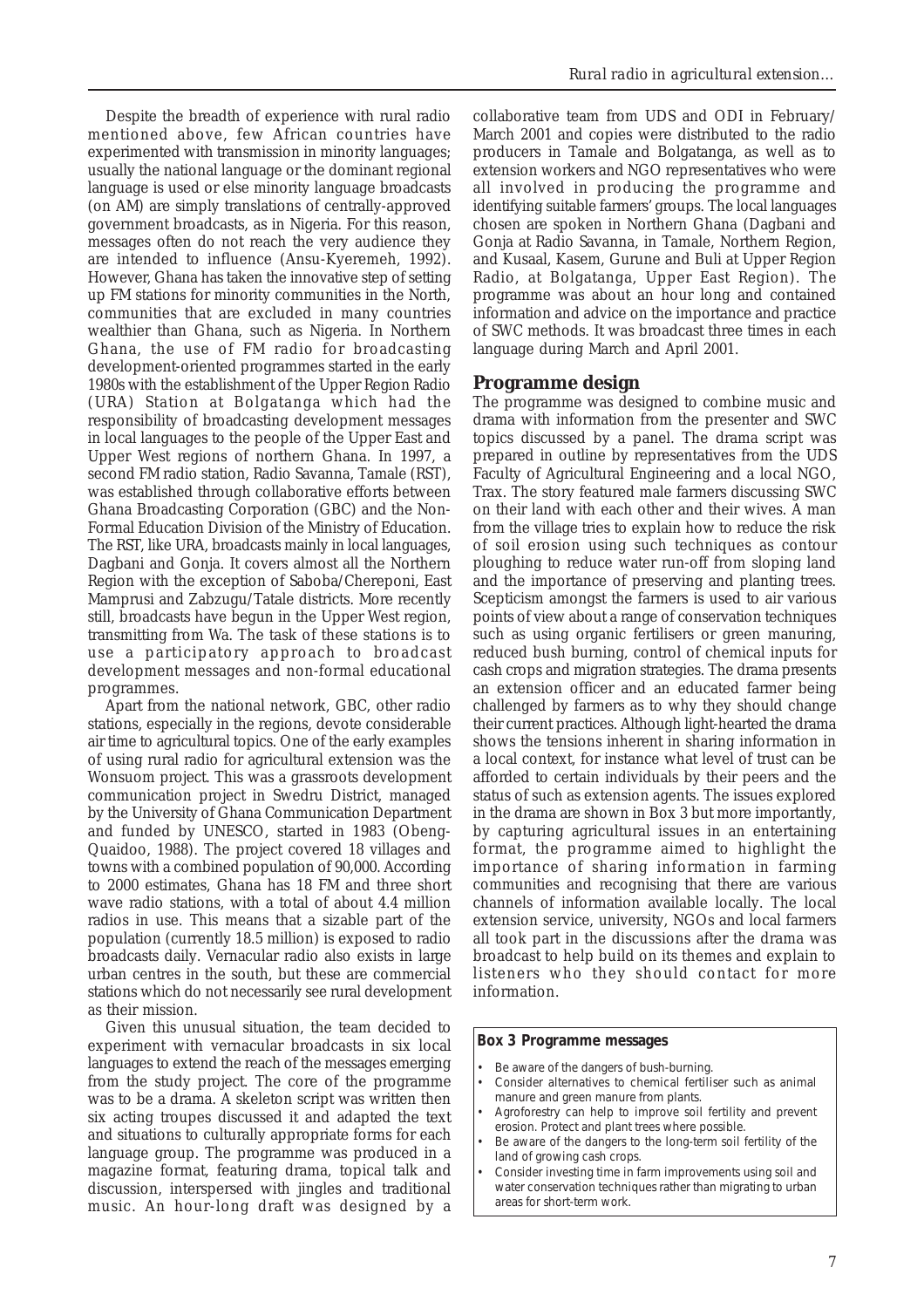Despite the breadth of experience with rural radio mentioned above, few African countries have experimented with transmission in minority languages; usually the national language or the dominant regional language is used or else minority language broadcasts (on AM) are simply translations of centrally-approved government broadcasts, as in Nigeria. For this reason, messages often do not reach the very audience they are intended to influence (Ansu-Kyeremeh, 1992). However, Ghana has taken the innovative step of setting up FM stations for minority communities in the North, communities that are excluded in many countries wealthier than Ghana, such as Nigeria. In Northern Ghana, the use of FM radio for broadcasting development-oriented programmes started in the early 1980s with the establishment of the Upper Region Radio (URA) Station at Bolgatanga which had the responsibility of broadcasting development messages in local languages to the people of the Upper East and Upper West regions of northern Ghana. In 1997, a second FM radio station, Radio Savanna, Tamale (RST), was established through collaborative efforts between Ghana Broadcasting Corporation (GBC) and the Non-Formal Education Division of the Ministry of Education. The RST, like URA, broadcasts mainly in local languages, Dagbani and Gonja. It covers almost all the Northern Region with the exception of Saboba/Chereponi, East Mamprusi and Zabzugu/Tatale districts. More recently still, broadcasts have begun in the Upper West region, transmitting from Wa. The task of these stations is to use a participatory approach to broadcast development messages and non-formal educational programmes.

Apart from the national network, GBC, other radio stations, especially in the regions, devote considerable air time to agricultural topics. One of the early examples of using rural radio for agricultural extension was the Wonsuom project. This was a grassroots development communication project in Swedru District, managed by the University of Ghana Communication Department and funded by UNESCO, started in 1983 (Obeng-Quaidoo, 1988). The project covered 18 villages and towns with a combined population of 90,000. According to 2000 estimates, Ghana has 18 FM and three short wave radio stations, with a total of about 4.4 million radios in use. This means that a sizable part of the population (currently 18.5 million) is exposed to radio broadcasts daily. Vernacular radio also exists in large urban centres in the south, but these are commercial stations which do not necessarily see rural development as their mission.

Given this unusual situation, the team decided to experiment with vernacular broadcasts in six local languages to extend the reach of the messages emerging from the study project. The core of the programme was to be a drama. A skeleton script was written then six acting troupes discussed it and adapted the text and situations to culturally appropriate forms for each language group. The programme was produced in a magazine format, featuring drama, topical talk and discussion, interspersed with jingles and traditional music. An hour-long draft was designed by a collaborative team from UDS and ODI in February/March 2001 and copies were distributed to the radio producers in Tamale and Bolgatanga, as well as to extension workers and NGO representatives who were all involved in producing the programme and identifying suitable farmers' groups. The local languages chosen are spoken in Northern Ghana (Dagbani and Gonja at Radio Savanna, in Tamale, Northern Region, and Kusaal, Kasem, Gurune and Buli at Upper Region Radio, at Bolgatanga, Upper East Region). The programme was about an hour long and contained information and advice on the importance and practice of SWC methods. It was broadcast three times in each language during March and April 2001.

## Programme design

The programme was designed to combine music and drama with information from the presenter and SWC topics discussed by a panel. The drama script was prepared in outline by representatives from the UDS Faculty of Agricultural Engineering and a local NGO, Trax. The story featured male farmers discussing SWC on their land with each other and their wives. A man from the village tries to explain how to reduce the risk of soil erosion using such techniques as contour ploughing to reduce water run-off from sloping land and the importance of preserving and planting trees. Scepticism amongst the farmers is used to air various points of view about a range of conservation techniques such as using organic fertilisers or green manuring, reduced bush burning, control of chemical inputs for cash crops and migration strategies. The drama presents an extension officer and an educated farmer being challenged by farmers as to why they should change their current practices. Although light-hearted the drama shows the tensions inherent in sharing information in a local context, for instance what level of trust can be afforded to certain individuals by their peers and the status of such as extension agents. The issues explored in the drama are shown in Box 3 but more importantly, by capturing agricultural issues in an entertaining format, the programme aimed to highlight the importance of sharing information in farming communities and recognising that there are various channels of information available locally. The local extension service, university, NGOs and local farmers all took part in the discussions after the drama was broadcast to help build on its themes and explain to listeners who they should contact for more information.

**Box 3 Programme messages**

- Be aware of the dangers of bush-burning.
- Consider alternatives to chemical fertiliser such as animal manure and green manure from plants.
- Agroforestry can help to improve soil fertility and prevent erosion. Protect and plant trees where possible.
- Be aware of the dangers to the long-term soil fertility of the land of growing cash crops.
- Consider investing time in farm improvements using soil and water conservation techniques rather than migrating to urban areas for short-term work.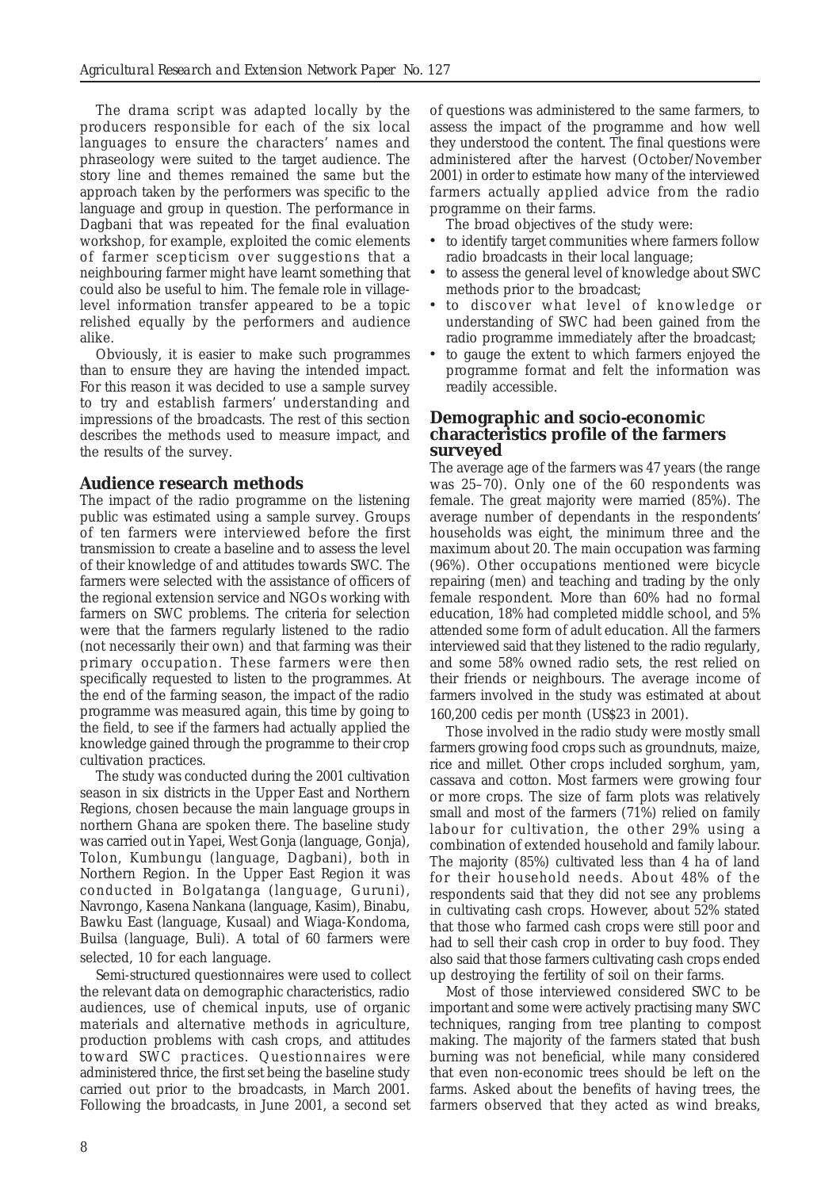The drama script was adapted locally by the producers responsible for each of the six local languages to ensure the characters' names and phraseology were suited to the target audience. The story line and themes remained the same but the approach taken by the performers was specific to the language and group in question. The performance in Dagbani that was repeated for the final evaluation workshop, for example, exploited the comic elements of farmer scepticism over suggestions that a neighbouring farmer might have learnt something that could also be useful to him. The female role in village-level information transfer appeared to be a topic relished equally by the performers and audience alike.

Obviously, it is easier to make such programmes than to ensure they are having the intended impact. For this reason it was decided to use a sample survey to try and establish farmers' understanding and impressions of the broadcasts. The rest of this section describes the methods used to measure impact, and the results of the survey.

### Audience research methods

The impact of the radio programme on the listening public was estimated using a sample survey. Groups of ten farmers were interviewed before the first transmission to create a baseline and to assess the level of their knowledge of and attitudes towards SWC. The farmers were selected with the assistance of officers of the regional extension service and NGOs working with farmers on SWC problems. The criteria for selection were that the farmers regularly listened to the radio (not necessarily their own) and that farming was their primary occupation. These farmers were then specifically requested to listen to the programmes. At the end of the farming season, the impact of the radio programme was measured again, this time by going to the field, to see if the farmers had actually applied the knowledge gained through the programme to their crop cultivation practices.

The study was conducted during the 2001 cultivation season in six districts in the Upper East and Northern Regions, chosen because the main language groups in northern Ghana are spoken there. The baseline study was carried out in Yapei, West Gonja (language, Gonja), Tolon, Kumbungu (language, Dagbani), both in Northern Region. In the Upper East Region it was conducted in Bolgatanga (language, Guruni), Navrongo, Kasena Nankana (language, Kasim), Binabu, Bawku East (language, Kusaal) and Wiaga-Kondoma, Builsa (language, Buli). A total of 60 farmers were selected, 10 for each language.

Semi-structured questionnaires were used to collect the relevant data on demographic characteristics, radio audiences, use of chemical inputs, use of organic materials and alternative methods in agriculture, production problems with cash crops, and attitudes toward SWC practices. Questionnaires were administered thrice, the first set being the baseline study carried out prior to the broadcasts, in March 2001. Following the broadcasts, in June 2001, a second set of questions was administered to the same farmers, to assess the impact of the programme and how well they understood the content. The final questions were administered after the harvest (October/November 2001) in order to estimate how many of the interviewed farmers actually applied advice from the radio programme on their farms.

The broad objectives of the study were:

- to identify target communities where farmers follow radio broadcasts in their local language;
- to assess the general level of knowledge about SWC methods prior to the broadcast;
- to discover what level of knowledge or understanding of SWC had been gained from the radio programme immediately after the broadcast;
- to gauge the extent to which farmers enjoyed the programme format and felt the information was readily accessible.

### Demographic and socio-economic characteristics profile of the farmers surveyed

The average age of the farmers was 47 years (the range was 25–70). Only one of the 60 respondents was female. The great majority were married (85%). The average number of dependants in the respondents' households was eight, the minimum three and the maximum about 20. The main occupation was farming (96%). Other occupations mentioned were bicycle repairing (men) and teaching and trading by the only female respondent. More than 60% had no formal education, 18% had completed middle school, and 5% attended some form of adult education. All the farmers interviewed said that they listened to the radio regularly, and some 58% owned radio sets, the rest relied on their friends or neighbours. The average income of farmers involved in the study was estimated at about 160,200 cedis per month (US$23 in 2001).

Those involved in the radio study were mostly small farmers growing food crops such as groundnuts, maize, rice and millet. Other crops included sorghum, yam, cassava and cotton. Most farmers were growing four or more crops. The size of farm plots was relatively small and most of the farmers (71%) relied on family labour for cultivation, the other 29% using a combination of extended household and family labour. The majority (85%) cultivated less than 4 ha of land for their household needs. About 48% of the respondents said that they did not see any problems in cultivating cash crops. However, about 52% stated that those who farmed cash crops were still poor and had to sell their cash crop in order to buy food. They also said that those farmers cultivating cash crops ended up destroying the fertility of soil on their farms.

Most of those interviewed considered SWC to be important and some were actively practising many SWC techniques, ranging from tree planting to compost making. The majority of the farmers stated that bush burning was not beneficial, while many considered that even non-economic trees should be left on the farms. Asked about the benefits of having trees, the farmers observed that they acted as wind breaks,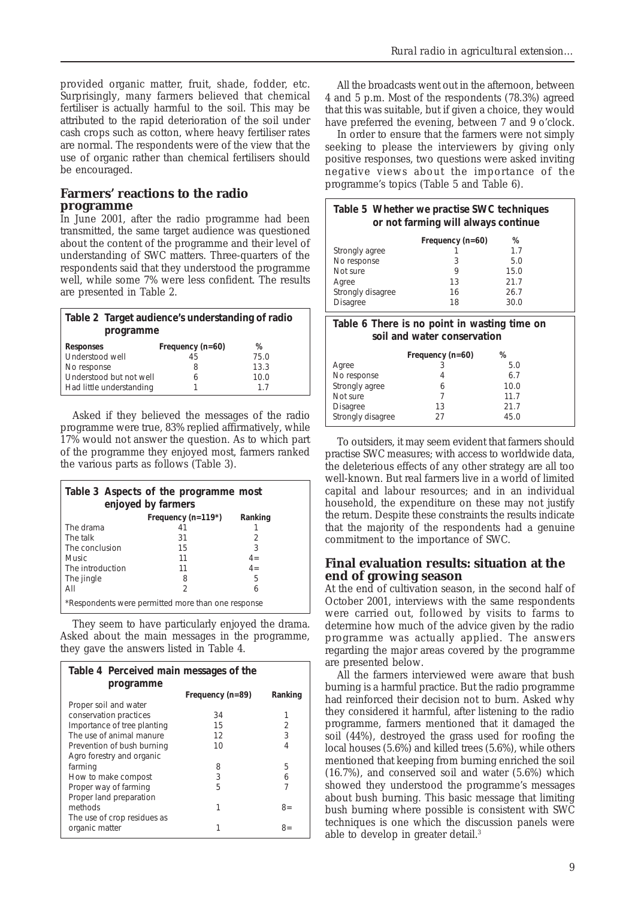provided organic matter, fruit, shade, fodder, etc. Surprisingly, many farmers believed that chemical fertiliser is actually harmful to the soil. This may be attributed to the rapid deterioration of the soil under cash crops such as cotton, where heavy fertiliser rates are normal. The respondents were of the view that the use of organic rather than chemical fertilisers should be encouraged.

## Farmers' reactions to the radio programme

In June 2001, after the radio programme had been transmitted, the same target audience was questioned about the content of the programme and their level of understanding of SWC matters. Three-quarters of the respondents said that they understood the programme well, while some 7% were less confident. The results are presented in Table 2.

**Table 2 Target audience's understanding of radio programme**

| Responses | Frequency (n=60) | % |
|---|---|---|
| Understood well | 45 | 75.0 |
| No response | 8 | 13.3 |
| Understood but not well | 6 | 10.0 |
| Had little understanding | 1 | 1.7 |

Asked if they believed the messages of the radio programme were true, 83% replied affirmatively, while 17% would not answer the question. As to which part of the programme they enjoyed most, farmers ranked the various parts as follows (Table 3).

**Table 3 Aspects of the programme most enjoyed by farmers**

| | Frequency (n=119*) | Ranking |
|---|---|---|
| The drama | 41 | 1 |
| The talk | 31 | 2 |
| The conclusion | 15 | 3 |
| Music | 11 | 4= |
| The introduction | 11 | 4= |
| The jingle | 8 | 5 |
| All | 2 | 6 |

*Respondents were permitted more than one response

They seem to have particularly enjoyed the drama. Asked about the main messages in the programme, they gave the answers listed in Table 4.

**Table 4 Perceived main messages of the programme**

| | Frequency (n=89) | Ranking |
|---|---|---|
| Proper soil and water conservation practices | 34 | 1 |
| Importance of tree planting | 15 | 2 |
| The use of animal manure | 12 | 3 |
| Prevention of bush burning | 10 | 4 |
| Agro forestry and organic farming | 8 | 5 |
| How to make compost | 3 | 6 |
| Proper way of farming | 5 | 7 |
| Proper land preparation methods | 1 | 8= |
| The use of crop residues as organic matter | 1 | 8= |

All the broadcasts went out in the afternoon, between 4 and 5 p.m. Most of the respondents (78.3%) agreed that this was suitable, but if given a choice, they would have preferred the evening, between 7 and 9 o'clock.

In order to ensure that the farmers were not simply seeking to please the interviewers by giving only positive responses, two questions were asked inviting negative views about the importance of the programme's topics (Table 5 and Table 6).

**Table 5 Whether we practise SWC techniques or not farming will always continue**

| | Frequency (n=60) | % |
|---|---|---|
| Strongly agree | 1 | 1.7 |
| No response | 3 | 5.0 |
| Not sure | 9 | 15.0 |
| Agree | 13 | 21.7 |
| Strongly disagree | 16 | 26.7 |
| Disagree | 18 | 30.0 |

**Table 6 There is no point in wasting time on soil and water conservation**

| | Frequency (n=60) | % |
|---|---|---|
| Agree | 3 | 5.0 |
| No response | 4 | 6.7 |
| Strongly agree | 6 | 10.0 |
| Not sure | 7 | 11.7 |
| Disagree | 13 | 21.7 |
| Strongly disagree | 27 | 45.0 |

To outsiders, it may seem evident that farmers should practise SWC measures; with access to worldwide data, the deleterious effects of any other strategy are all too well-known. But real farmers live in a world of limited capital and labour resources; and in an individual household, the expenditure on these may not justify the return. Despite these constraints the results indicate that the majority of the respondents had a genuine commitment to the importance of SWC.

## Final evaluation results: situation at the end of growing season

At the end of cultivation season, in the second half of October 2001, interviews with the same respondents were carried out, followed by visits to farms to determine how much of the advice given by the radio programme was actually applied. The answers regarding the major areas covered by the programme are presented below.

All the farmers interviewed were aware that bush burning is a harmful practice. But the radio programme had reinforced their decision not to burn. Asked why they considered it harmful, after listening to the radio programme, farmers mentioned that it damaged the soil (44%), destroyed the grass used for roofing the local houses (5.6%) and killed trees (5.6%), while others mentioned that keeping from burning enriched the soil (16.7%), and conserved soil and water (5.6%) which showed they understood the programme's messages about bush burning. This basic message that limiting bush burning where possible is consistent with SWC techniques is one which the discussion panels were able to develop in greater detail.[3]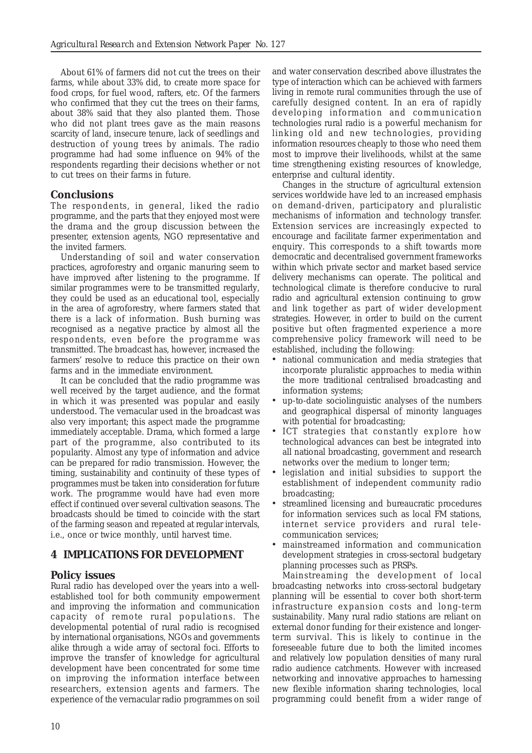About 61% of farmers did not cut the trees on their farms, while about 33% did, to create more space for food crops, for fuel wood, rafters, etc. Of the farmers who confirmed that they cut the trees on their farms, about 38% said that they also planted them. Those who did not plant trees gave as the main reasons scarcity of land, insecure tenure, lack of seedlings and destruction of young trees by animals. The radio programme had had some influence on 94% of the respondents regarding their decisions whether or not to cut trees on their farms in future.

### Conclusions

The respondents, in general, liked the radio programme, and the parts that they enjoyed most were the drama and the group discussion between the presenter, extension agents, NGO representative and the invited farmers.

Understanding of soil and water conservation practices, agroforestry and organic manuring seem to have improved after listening to the programme. If similar programmes were to be transmitted regularly, they could be used as an educational tool, especially in the area of agroforestry, where farmers stated that there is a lack of information. Bush burning was recognised as a negative practice by almost all the respondents, even before the programme was transmitted. The broadcast has, however, increased the farmers' resolve to reduce this practice on their own farms and in the immediate environment.

It can be concluded that the radio programme was well received by the target audience, and the format in which it was presented was popular and easily understood. The vernacular used in the broadcast was also very important; this aspect made the programme immediately acceptable. Drama, which formed a large part of the programme, also contributed to its popularity. Almost any type of information and advice can be prepared for radio transmission. However, the timing, sustainability and continuity of these types of programmes must be taken into consideration for future work. The programme would have had even more effect if continued over several cultivation seasons. The broadcasts should be timed to coincide with the start of the farming season and repeated at regular intervals, i.e., once or twice monthly, until harvest time.

## 4 IMPLICATIONS FOR DEVELOPMENT

### Policy issues

Rural radio has developed over the years into a well-established tool for both community empowerment and improving the information and communication capacity of remote rural populations. The developmental potential of rural radio is recognised by international organisations, NGOs and governments alike through a wide array of sectoral foci. Efforts to improve the transfer of knowledge for agricultural development have been concentrated for some time on improving the information interface between researchers, extension agents and farmers. The experience of the vernacular radio programmes on soil and water conservation described above illustrates the type of interaction which can be achieved with farmers living in remote rural communities through the use of carefully designed content. In an era of rapidly developing information and communication technologies rural radio is a powerful mechanism for linking old and new technologies, providing information resources cheaply to those who need them most to improve their livelihoods, whilst at the same time strengthening existing resources of knowledge, enterprise and cultural identity.

Changes in the structure of agricultural extension services worldwide have led to an increased emphasis on demand-driven, participatory and pluralistic mechanisms of information and technology transfer. Extension services are increasingly expected to encourage and facilitate farmer experimentation and enquiry. This corresponds to a shift towards more democratic and decentralised government frameworks within which private sector and market based service delivery mechanisms can operate. The political and technological climate is therefore conducive to rural radio and agricultural extension continuing to grow and link together as part of wider development strategies. However, in order to build on the current positive but often fragmented experience a more comprehensive policy framework will need to be established, including the following:

- national communication and media strategies that incorporate pluralistic approaches to media within the more traditional centralised broadcasting and information systems;
- up-to-date sociolinguistic analyses of the numbers and geographical dispersal of minority languages with potential for broadcasting;
- ICT strategies that constantly explore how technological advances can best be integrated into all national broadcasting, government and research networks over the medium to longer term;
- legislation and initial subsidies to support the establishment of independent community radio broadcasting;
- streamlined licensing and bureaucratic procedures for information services such as local FM stations, internet service providers and rural tele-communication services;
- mainstreamed information and communication development strategies in cross-sectoral budgetary planning processes such as PRSPs.

Mainstreaming the development of local broadcasting networks into cross-sectoral budgetary planning will be essential to cover both short-term infrastructure expansion costs and long-term sustainability. Many rural radio stations are reliant on external donor funding for their existence and longer-term survival. This is likely to continue in the foreseeable future due to both the limited incomes and relatively low population densities of many rural radio audience catchments. However with increased networking and innovative approaches to harnessing new flexible information sharing technologies, local programming could benefit from a wider range of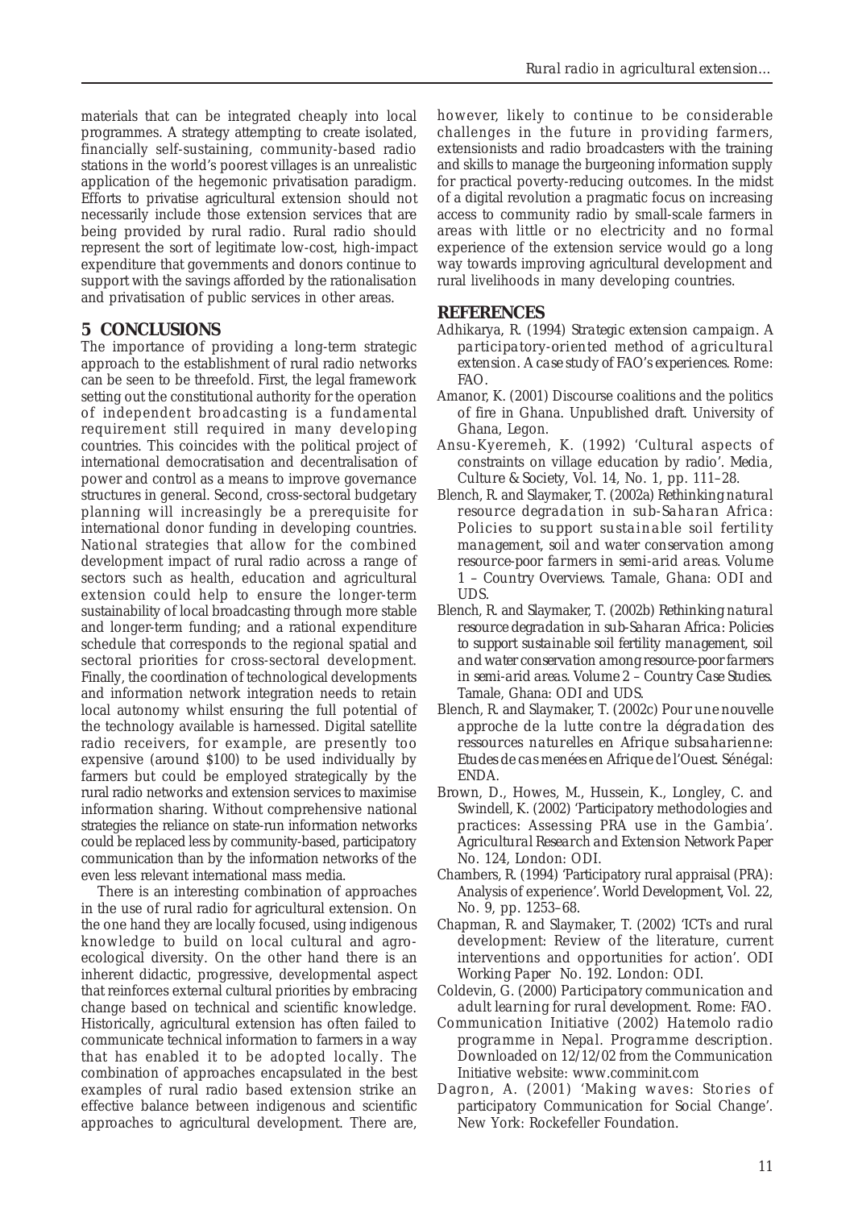materials that can be integrated cheaply into local programmes. A strategy attempting to create isolated, financially self-sustaining, community-based radio stations in the world's poorest villages is an unrealistic application of the hegemonic privatisation paradigm. Efforts to privatise agricultural extension should not necessarily include those extension services that are being provided by rural radio. Rural radio should represent the sort of legitimate low-cost, high-impact expenditure that governments and donors continue to support with the savings afforded by the rationalisation and privatisation of public services in other areas.

## 5 CONCLUSIONS

The importance of providing a long-term strategic approach to the establishment of rural radio networks can be seen to be threefold. First, the legal framework setting out the constitutional authority for the operation of independent broadcasting is a fundamental requirement still required in many developing countries. This coincides with the political project of international democratisation and decentralisation of power and control as a means to improve governance structures in general. Second, cross-sectoral budgetary planning will increasingly be a prerequisite for international donor funding in developing countries. National strategies that allow for the combined development impact of rural radio across a range of sectors such as health, education and agricultural extension could help to ensure the longer-term sustainability of local broadcasting through more stable and longer-term funding; and a rational expenditure schedule that corresponds to the regional spatial and sectoral priorities for cross-sectoral development. Finally, the coordination of technological developments and information network integration needs to retain local autonomy whilst ensuring the full potential of the technology available is harnessed. Digital satellite radio receivers, for example, are presently too expensive (around $100) to be used individually by farmers but could be employed strategically by the rural radio networks and extension services to maximise information sharing. Without comprehensive national strategies the reliance on state-run information networks could be replaced less by community-based, participatory communication than by the information networks of the even less relevant international mass media.

There is an interesting combination of approaches in the use of rural radio for agricultural extension. On the one hand they are locally focused, using indigenous knowledge to build on local cultural and agro-ecological diversity. On the other hand there is an inherent didactic, progressive, developmental aspect that reinforces external cultural priorities by embracing change based on technical and scientific knowledge. Historically, agricultural extension has often failed to communicate technical information to farmers in a way that has enabled it to be adopted locally. The combination of approaches encapsulated in the best examples of rural radio based extension strike an effective balance between indigenous and scientific approaches to agricultural development. There are, however, likely to continue to be considerable challenges in the future in providing farmers, extensionists and radio broadcasters with the training and skills to manage the burgeoning information supply for practical poverty-reducing outcomes. In the midst of a digital revolution a pragmatic focus on increasing access to community radio by small-scale farmers in areas with little or no electricity and no formal experience of the extension service would go a long way towards improving agricultural development and rural livelihoods in many developing countries.

## REFERENCES

Adhikarya, R. (1994) *Strategic extension campaign. A participatory-oriented method of agricultural extension. A case study of FAO's experiences.* Rome: FAO.

Amanor, K. (2001) Discourse coalitions and the politics of fire in Ghana. Unpublished draft. University of Ghana, Legon.

Ansu-Kyeremeh, K. (1992) 'Cultural aspects of constraints on village education by radio'. *Media, Culture & Society*, Vol. 14, No. 1, pp. 111–28.

Blench, R. and Slaymaker, T. (2002a) *Rethinking natural resource degradation in sub-Saharan Africa: Policies to support sustainable soil fertility management, soil and water conservation among resource-poor farmers in semi-arid areas. Volume 1 – Country Overviews.* Tamale, Ghana: ODI and UDS.

Blench, R. and Slaymaker, T. (2002b) *Rethinking natural resource degradation in sub-Saharan Africa: Policies to support sustainable soil fertility management, soil and water conservation among resource-poor farmers in semi-arid areas. Volume 2 – Country Case Studies.* Tamale, Ghana: ODI and UDS.

Blench, R. and Slaymaker, T. (2002c) *Pour une nouvelle approche de la lutte contre la dégradation des ressources naturelles en Afrique subsaharienne: Etudes de cas menées en Afrique de l'Ouest.* Sénégal: ENDA.

Brown, D., Howes, M., Hussein, K., Longley, C. and Swindell, K. (2002) 'Participatory methodologies and practices: Assessing PRA use in the Gambia'. *Agricultural Research and Extension Network Paper* No. 124, London: ODI.

Chambers, R. (1994) 'Participatory rural appraisal (PRA): Analysis of experience'. *World Development*, Vol. 22, No. 9, pp. 1253–68.

Chapman, R. and Slaymaker, T. (2002) 'ICTs and rural development: Review of the literature, current interventions and opportunities for action'. *ODI Working Paper* No. 192. London: ODI.

Coldevin, G. (2000) *Participatory communication and adult learning for rural development.* Rome: FAO.

Communication Initiative (2002) Hatemolo radio programme in Nepal. Programme description. Downloaded on 12/12/02 from the Communication Initiative website: www.comminit.com

Dagron, A. (2001) 'Making waves: Stories of participatory Communication for Social Change'. New York: Rockefeller Foundation.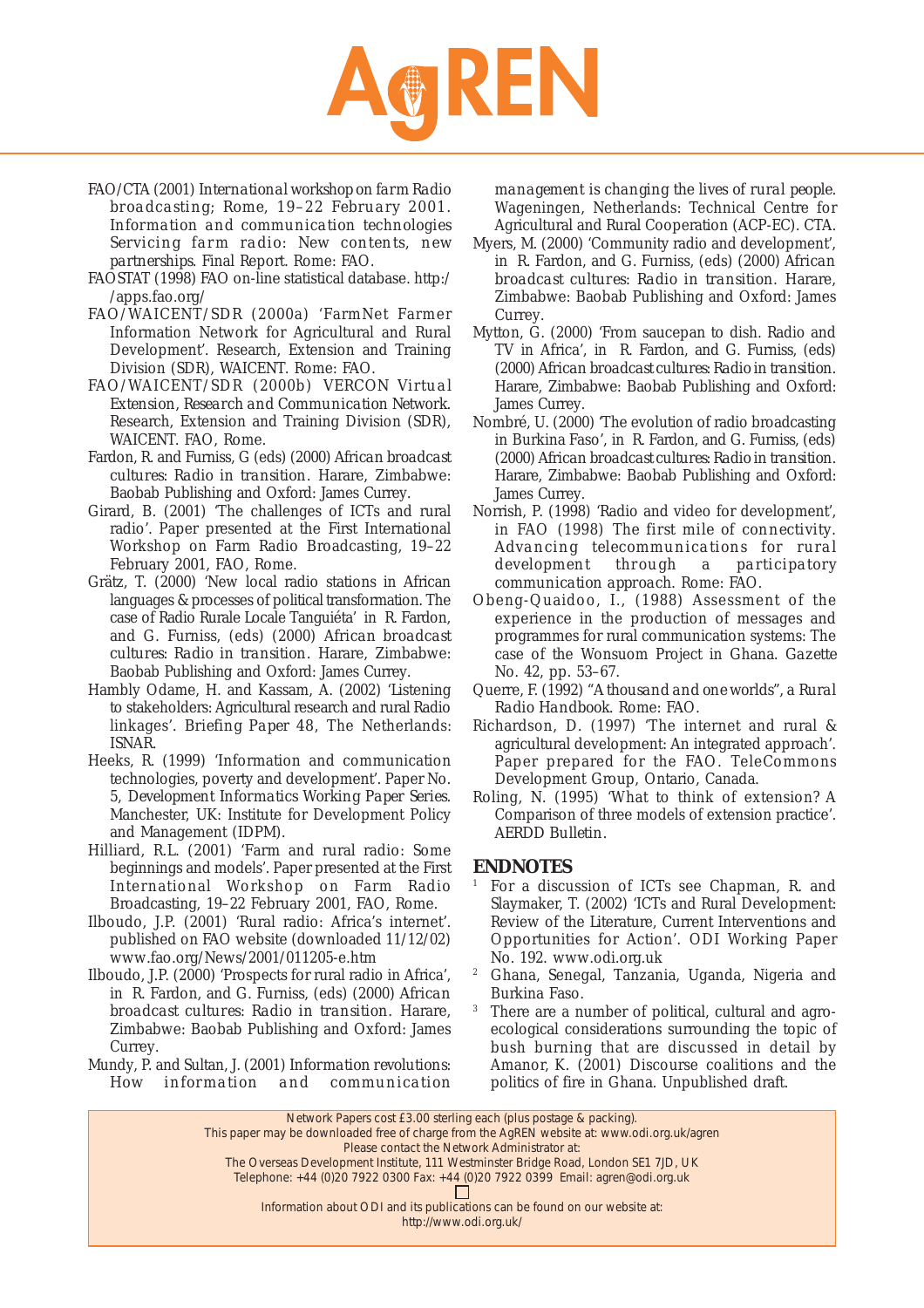FAO/CTA (2001) *International workshop on farm Radio broadcasting; Rome, 19–22 February 2001. Information and communication technologies Servicing farm radio: New contents, new partnerships*. Final Report. Rome: FAO.

FAOSTAT (1998) FAO on-line statistical database. http://apps.fao.org/

FAO/WAICENT/SDR (2000a) 'FarmNet Farmer Information Network for Agricultural and Rural Development'. Research, Extension and Training Division (SDR), WAICENT. Rome: FAO.

FAO/WAICENT/SDR (2000b) *VERCON Virtual Extension, Research and Communication Network*. Research, Extension and Training Division (SDR), WAICENT. FAO, Rome.

Fardon, R. and Furniss, G (eds) (2000) *African broadcast cultures: Radio in transition*. Harare, Zimbabwe: Baobab Publishing and Oxford: James Currey.

Girard, B. (2001) 'The challenges of ICTs and rural radio'. Paper presented at the First International Workshop on Farm Radio Broadcasting, 19–22 February 2001, FAO, Rome.

Grätz, T. (2000) 'New local radio stations in African languages & processes of political transformation. The case of Radio Rurale Locale Tanguiéta' in R. Fardon, and G. Furniss, (eds) (2000) *African broadcast cultures: Radio in transition*. Harare, Zimbabwe: Baobab Publishing and Oxford: James Currey.

Hambly Odame, H. and Kassam, A. (2002) 'Listening to stakeholders: Agricultural research and rural Radio linkages'. Briefing Paper 48, The Netherlands: ISNAR.

Heeks, R. (1999) 'Information and communication technologies, poverty and development'. Paper No. 5, *Development Informatics Working Paper Series*. Manchester, UK: Institute for Development Policy and Management (IDPM).

Hilliard, R.L. (2001) 'Farm and rural radio: Some beginnings and models'. Paper presented at the First International Workshop on Farm Radio Broadcasting, 19–22 February 2001, FAO, Rome.

Ilboudo, J.P. (2001) 'Rural radio: Africa's internet'. published on FAO website (downloaded 11/12/02) www.fao.org/News/2001/011205-e.htm

Ilboudo, J.P. (2000) 'Prospects for rural radio in Africa', in R. Fardon, and G. Furniss, (eds) (2000) *African broadcast cultures: Radio in transition*. Harare, Zimbabwe: Baobab Publishing and Oxford: James Currey.

Mundy, P. and Sultan, J. (2001) *Information revolutions: How information and communication management is changing the lives of rural people*. Wageningen, Netherlands: Technical Centre for Agricultural and Rural Cooperation (ACP-EC). CTA.

Myers, M. (2000) 'Community radio and development', in R. Fardon, and G. Furniss, (eds) (2000) *African broadcast cultures: Radio in transition*. Harare, Zimbabwe: Baobab Publishing and Oxford: James Currey.

Mytton, G. (2000) 'From saucepan to dish. Radio and TV in Africa', in R. Fardon, and G. Furniss, (eds) (2000) *African broadcast cultures: Radio in transition*. Harare, Zimbabwe: Baobab Publishing and Oxford: James Currey.

Nombré, U. (2000) 'The evolution of radio broadcasting in Burkina Faso', in R. Fardon, and G. Furniss, (eds) (2000) *African broadcast cultures: Radio in transition*. Harare, Zimbabwe: Baobab Publishing and Oxford: James Currey.

Norrish, P. (1998) 'Radio and video for development', in FAO (1998) *The first mile of connectivity. Advancing telecommunications for rural development through a participatory communication approach*. Rome: FAO.

Obeng-Quaidoo, I., (1988) Assessment of the experience in the production of messages and programmes for rural communication systems: The case of the Wonsuom Project in Ghana. *Gazette* No. 42, pp. 53–67.

Querre, F. (1992) "*A thousand and one worlds*", a *Rural Radio Handbook*. Rome: FAO.

Richardson, D. (1997) 'The internet and rural & agricultural development: An integrated approach'. Paper prepared for the FAO. TeleCommons Development Group, Ontario, Canada.

Roling, N. (1995) 'What to think of extension? A Comparison of three models of extension practice'. AERDD Bulletin.

## ENDNOTES

[1] For a discussion of ICTs see Chapman, R. and Slaymaker, T. (2002) 'ICTs and Rural Development: Review of the Literature, Current Interventions and Opportunities for Action'. ODI Working Paper No. 192. www.odi.org.uk

[2] Ghana, Senegal, Tanzania, Uganda, Nigeria and Burkina Faso.

[3] There are a number of political, cultural and agro-ecological considerations surrounding the topic of bush burning that are discussed in detail by Amanor, K. (2001) Discourse coalitions and the politics of fire in Ghana. Unpublished draft.

Network Papers cost £3.00 sterling each (plus postage & packing).
This paper may be downloaded free of charge from the AgREN website at: www.odi.org.uk/agren
Please contact the Network Administrator at:
The Overseas Development Institute, 111 Westminster Bridge Road, London SE1 7JD, UK
Telephone: +44 (0)20 7922 0300 Fax: +44 (0)20 7922 0399 Email: agren@odi.org.uk

Information about ODI and its publications can be found on our website at:
http://www.odi.org.uk/